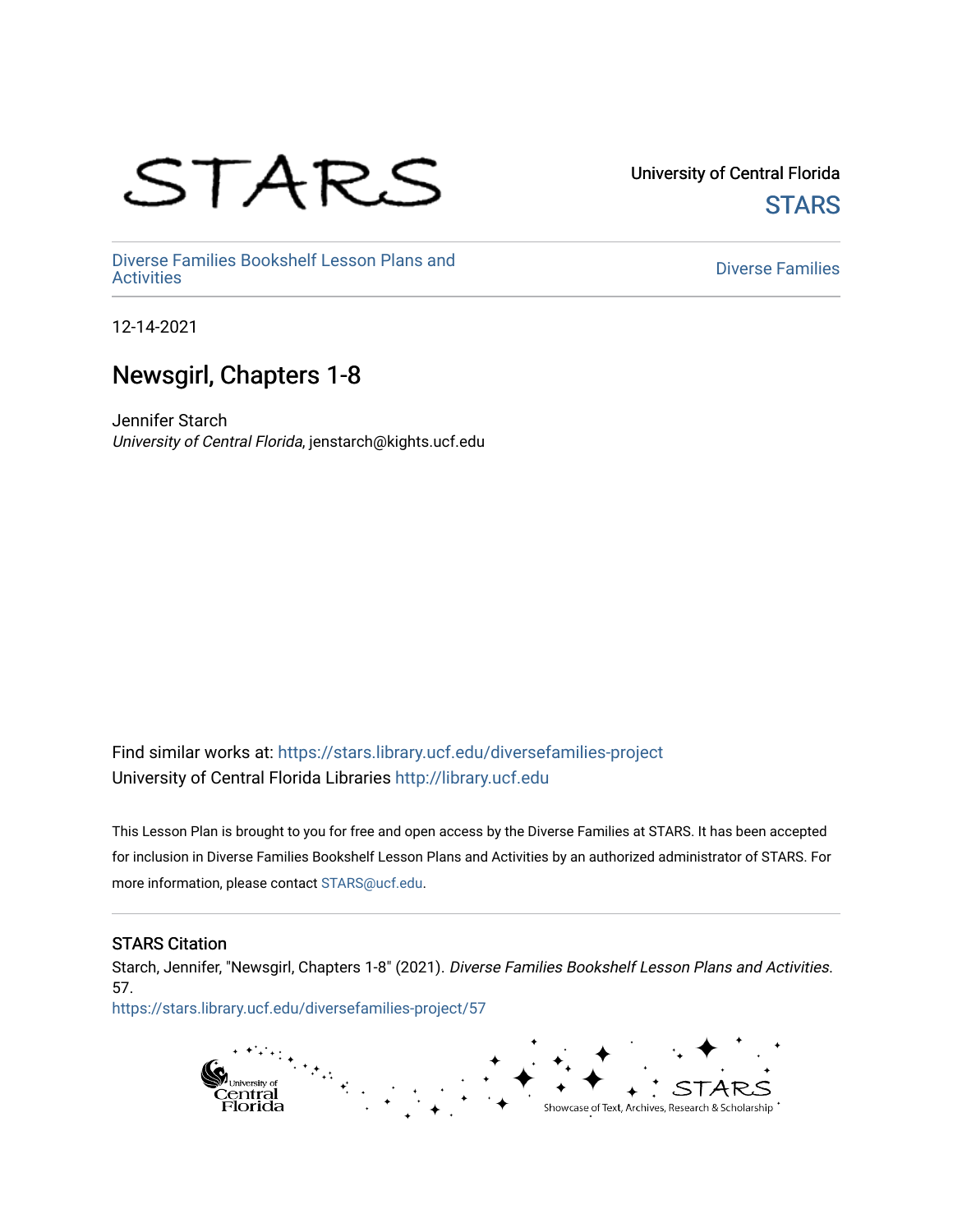University of Central Florida

STARS

Diverse Families Bookshelf Lesson Plans and Activities

Diverse Families

12-14-2021

# Newsgirl, Chapters 1-8

Jennifer Starch
*University of Central Florida*, jenstarch@kights.ucf.edu

Find similar works at: https://stars.library.ucf.edu/diversefamilies-project
University of Central Florida Libraries http://library.ucf.edu

This Lesson Plan is brought to you for free and open access by the Diverse Families at STARS. It has been accepted for inclusion in Diverse Families Bookshelf Lesson Plans and Activities by an authorized administrator of STARS. For more information, please contact STARS@ucf.edu.

### STARS Citation

Starch, Jennifer, "Newsgirl, Chapters 1-8" (2021). *Diverse Families Bookshelf Lesson Plans and Activities*. 57.
https://stars.library.ucf.edu/diversefamilies-project/57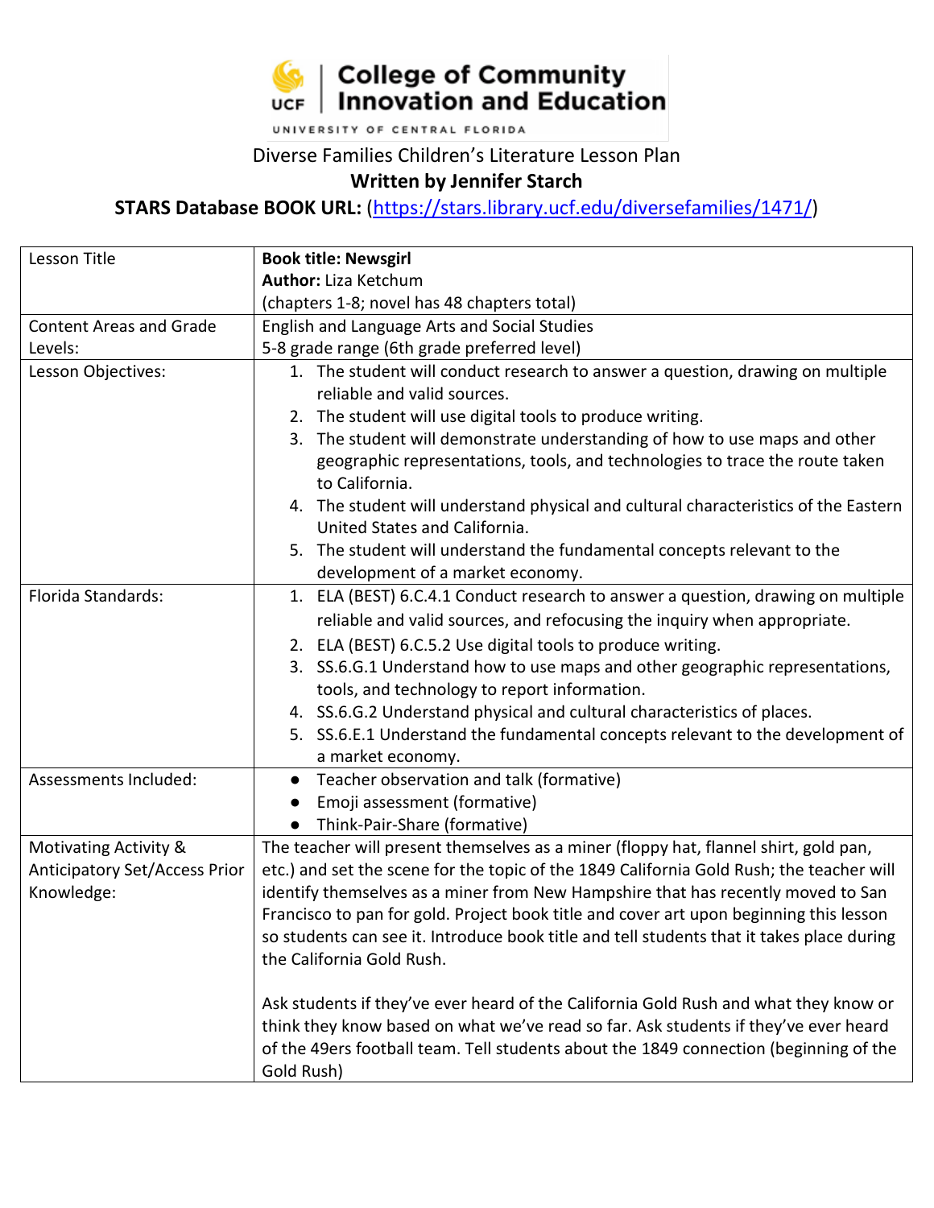College of Community Innovation and Education

UNIVERSITY OF CENTRAL FLORIDA

Diverse Families Children's Literature Lesson Plan

**Written by Jennifer Starch**

**STARS Database BOOK URL:** (https://stars.library.ucf.edu/diversefamilies/1471/)

| Lesson Title | **Book title: Newsgirl**<br>**Author:** Liza Ketchum<br>(chapters 1-8; novel has 48 chapters total) |
|---|---|
| Content Areas and Grade Levels: | English and Language Arts and Social Studies<br>5-8 grade range (6th grade preferred level) |
| Lesson Objectives: | 1. The student will conduct research to answer a question, drawing on multiple reliable and valid sources.<br>2. The student will use digital tools to produce writing.<br>3. The student will demonstrate understanding of how to use maps and other geographic representations, tools, and technologies to trace the route taken to California.<br>4. The student will understand physical and cultural characteristics of the Eastern United States and California.<br>5. The student will understand the fundamental concepts relevant to the development of a market economy. |
| Florida Standards: | 1. ELA (BEST) 6.C.4.1 Conduct research to answer a question, drawing on multiple reliable and valid sources, and refocusing the inquiry when appropriate.<br>2. ELA (BEST) 6.C.5.2 Use digital tools to produce writing.<br>3. SS.6.G.1 Understand how to use maps and other geographic representations, tools, and technology to report information.<br>4. SS.6.G.2 Understand physical and cultural characteristics of places.<br>5. SS.6.E.1 Understand the fundamental concepts relevant to the development of a market economy. |
| Assessments Included: | ● Teacher observation and talk (formative)<br>● Emoji assessment (formative)<br>● Think-Pair-Share (formative) |
| Motivating Activity & Anticipatory Set/Access Prior Knowledge: | The teacher will present themselves as a miner (floppy hat, flannel shirt, gold pan, etc.) and set the scene for the topic of the 1849 California Gold Rush; the teacher will identify themselves as a miner from New Hampshire that has recently moved to San Francisco to pan for gold. Project book title and cover art upon beginning this lesson so students can see it. Introduce book title and tell students that it takes place during the California Gold Rush.<br><br>Ask students if they've ever heard of the California Gold Rush and what they know or think they know based on what we've read so far. Ask students if they've ever heard of the 49ers football team. Tell students about the 1849 connection (beginning of the Gold Rush) |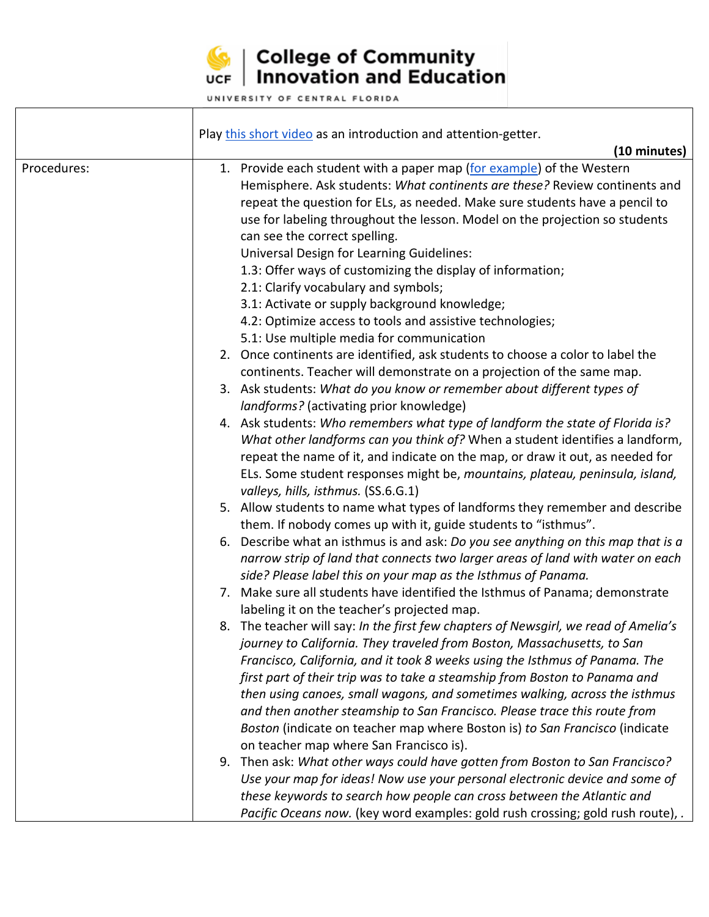|  | Play this short video as an introduction and attention-getter. **(10 minutes)** |
|---|---|
| Procedures: | 1. Provide each student with a paper map (for example) of the Western Hemisphere. Ask students: *What continents are these?* Review continents and repeat the question for ELs, as needed. Make sure students have a pencil to use for labeling throughout the lesson. Model on the projection so students can see the correct spelling.<br>Universal Design for Learning Guidelines:<br>1.3: Offer ways of customizing the display of information;<br>2.1: Clarify vocabulary and symbols;<br>3.1: Activate or supply background knowledge;<br>4.2: Optimize access to tools and assistive technologies;<br>5.1: Use multiple media for communication<br>2. Once continents are identified, ask students to choose a color to label the continents. Teacher will demonstrate on a projection of the same map.<br>3. Ask students: *What do you know or remember about different types of landforms?* (activating prior knowledge)<br>4. Ask students: *Who remembers what type of landform the state of Florida is? What other landforms can you think of?* When a student identifies a landform, repeat the name of it, and indicate on the map, or draw it out, as needed for ELs. Some student responses might be, *mountains, plateau, peninsula, island, valleys, hills, isthmus.* (SS.6.G.1)<br>5. Allow students to name what types of landforms they remember and describe them. If nobody comes up with it, guide students to "isthmus".<br>6. Describe what an isthmus is and ask: *Do you see anything on this map that is a narrow strip of land that connects two larger areas of land with water on each side? Please label this on your map as the Isthmus of Panama.*<br>7. Make sure all students have identified the Isthmus of Panama; demonstrate labeling it on the teacher's projected map.<br>8. The teacher will say: *In the first few chapters of Newsgirl, we read of Amelia's journey to California. They traveled from Boston, Massachusetts, to San Francisco, California, and it took 8 weeks using the Isthmus of Panama. The first part of their trip was to take a steamship from Boston to Panama and then using canoes, small wagons, and sometimes walking, across the isthmus and then another steamship to San Francisco. Please trace this route from Boston* (indicate on teacher map where Boston is) *to San Francisco* (indicate on teacher map where San Francisco is).<br>9. Then ask: *What other ways could have gotten from Boston to San Francisco? Use your map for ideas! Now use your personal electronic device and some of these keywords to search how people can cross between the Atlantic and Pacific Oceans now.* (key word examples: gold rush crossing; gold rush route), . |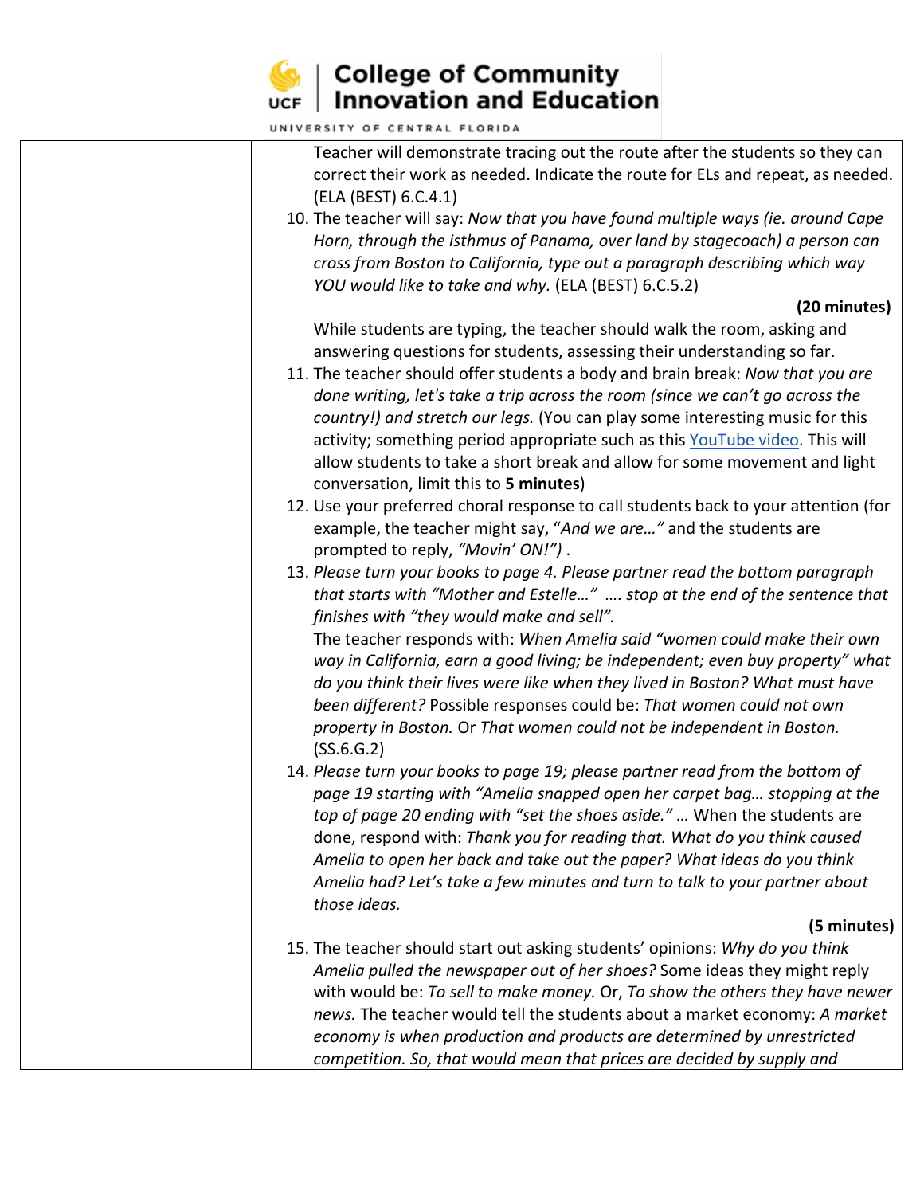Teacher will demonstrate tracing out the route after the students so they can correct their work as needed. Indicate the route for ELs and repeat, as needed. (ELA (BEST) 6.C.4.1)

10. The teacher will say: *Now that you have found multiple ways (ie. around Cape Horn, through the isthmus of Panama, over land by stagecoach) a person can cross from Boston to California, type out a paragraph describing which way YOU would like to take and why.* (ELA (BEST) 6.C.5.2)

**(20 minutes)**

While students are typing, the teacher should walk the room, asking and answering questions for students, assessing their understanding so far.

11. The teacher should offer students a body and brain break: *Now that you are done writing, let's take a trip across the room (since we can't go across the country!) and stretch our legs.* (You can play some interesting music for this activity; something period appropriate such as this YouTube video. This will allow students to take a short break and allow for some movement and light conversation, limit this to **5 minutes**)
12. Use your preferred choral response to call students back to your attention (for example, the teacher might say, "*And we are…"* and the students are prompted to reply, *"Movin' ON!")* .
13. *Please turn your books to page 4. Please partner read the bottom paragraph that starts with "Mother and Estelle…" …. stop at the end of the sentence that finishes with "they would make and sell".*
    The teacher responds with: *When Amelia said "women could make their own way in California, earn a good living; be independent; even buy property" what do you think their lives were like when they lived in Boston? What must have been different?* Possible responses could be: *That women could not own property in Boston.* Or *That women could not be independent in Boston.* (SS.6.G.2)
14. *Please turn your books to page 19; please partner read from the bottom of page 19 starting with "Amelia snapped open her carpet bag… stopping at the top of page 20 ending with "set the shoes aside."* … When the students are done, respond with: *Thank you for reading that. What do you think caused Amelia to open her back and take out the paper? What ideas do you think Amelia had? Let's take a few minutes and turn to talk to your partner about those ideas.*

**(5 minutes)**

15. The teacher should start out asking students' opinions: *Why do you think Amelia pulled the newspaper out of her shoes?* Some ideas they might reply with would be: *To sell to make money.* Or, *To show the others they have newer news.* The teacher would tell the students about a market economy: *A market economy is when production and products are determined by unrestricted competition. So, that would mean that prices are decided by supply and*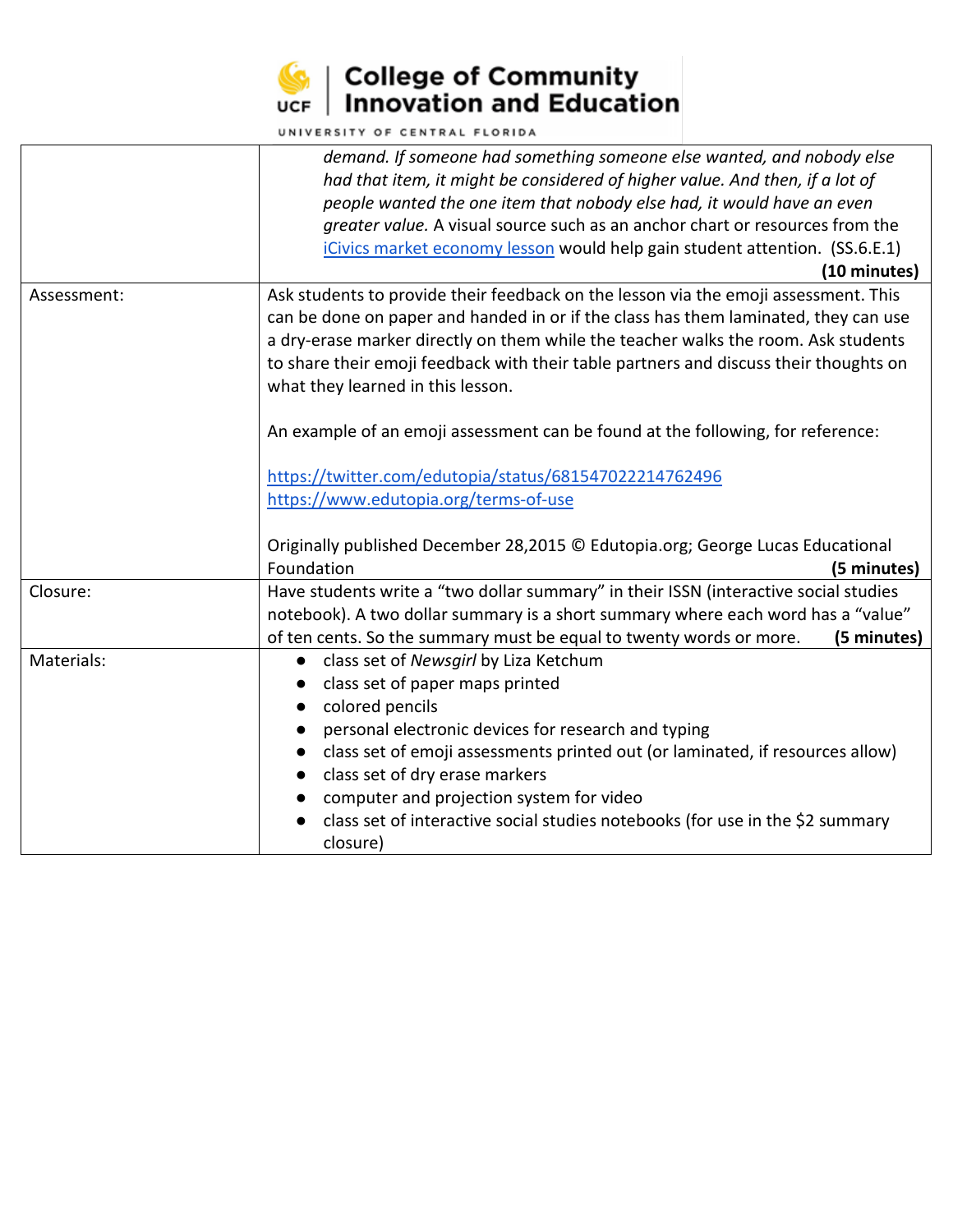| | |
|---|---|
| | *demand. If someone had something someone else wanted, and nobody else had that item, it might be considered of higher value. And then, if a lot of people wanted the one item that nobody else had, it would have an even greater value.* A visual source such as an anchor chart or resources from the iCivics market economy lesson would help gain student attention. (SS.6.E.1) **(10 minutes)** |
| Assessment: | Ask students to provide their feedback on the lesson via the emoji assessment. This can be done on paper and handed in or if the class has them laminated, they can use a dry-erase marker directly on them while the teacher walks the room. Ask students to share their emoji feedback with their table partners and discuss their thoughts on what they learned in this lesson.<br><br>An example of an emoji assessment can be found at the following, for reference:<br><br>https://twitter.com/edutopia/status/681547022214762496<br>https://www.edutopia.org/terms-of-use<br><br>Originally published December 28,2015 © Edutopia.org; George Lucas Educational Foundation **(5 minutes)** |
| Closure: | Have students write a "two dollar summary" in their ISSN (interactive social studies notebook). A two dollar summary is a short summary where each word has a "value" of ten cents. So the summary must be equal to twenty words or more. **(5 minutes)** |
| Materials: | • class set of *Newsgirl* by Liza Ketchum<br>• class set of paper maps printed<br>• colored pencils<br>• personal electronic devices for research and typing<br>• class set of emoji assessments printed out (or laminated, if resources allow)<br>• class set of dry erase markers<br>• computer and projection system for video<br>• class set of interactive social studies notebooks (for use in the $2 summary closure) |